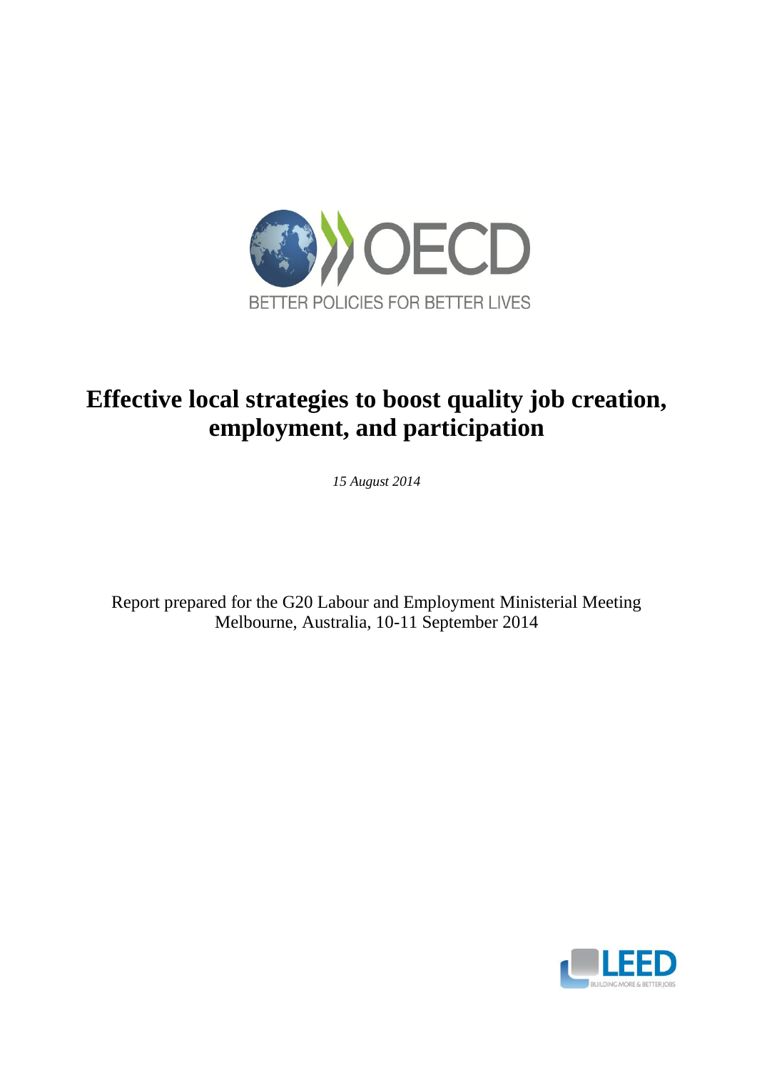BETTER POLICIES FOR BETTER LIVES

# Effective local strategies to boost quality job creation, employment, and participation

*15 August 2014*

Report prepared for the G20 Labour and Employment Ministerial Meeting
Melbourne, Australia, 10-11 September 2014

BUILDING MORE & BETTER JOBS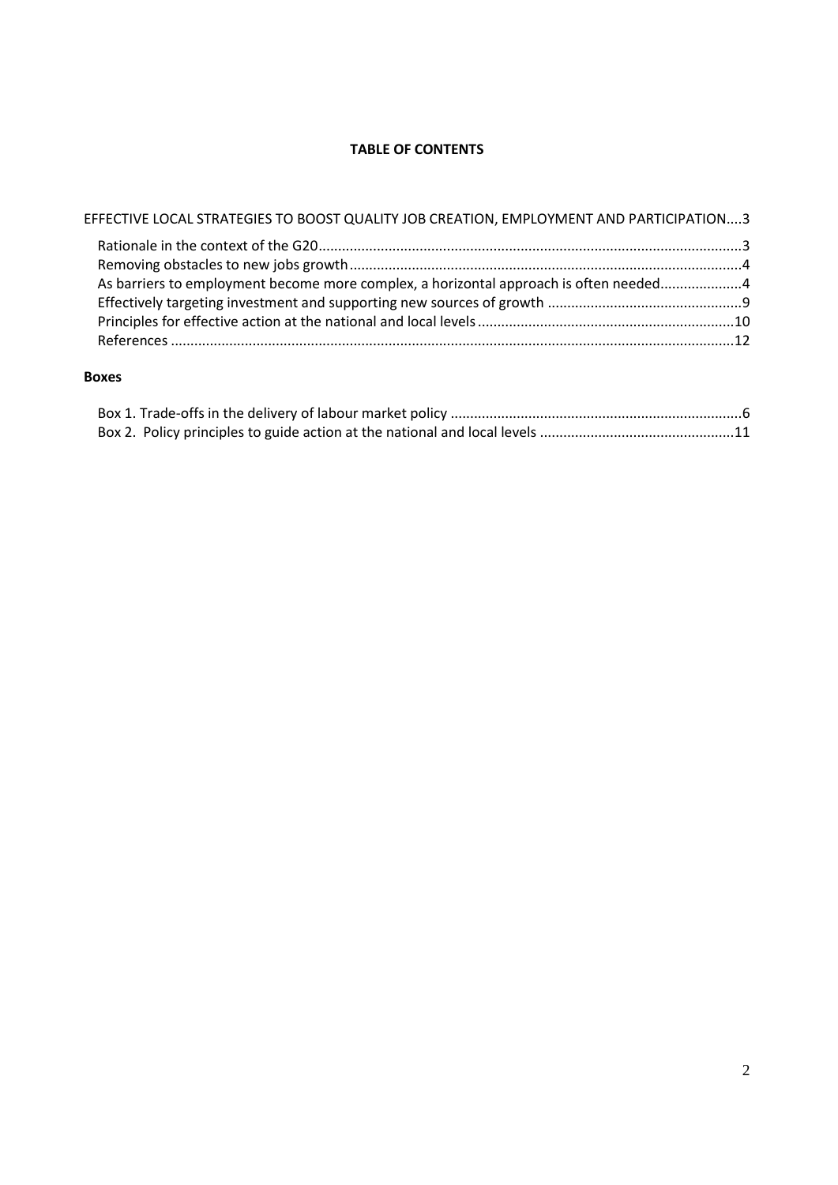**TABLE OF CONTENTS**

EFFECTIVE LOCAL STRATEGIES TO BOOST QUALITY JOB CREATION, EMPLOYMENT AND PARTICIPATION....3

- Rationale in the context of the G20....3
- Removing obstacles to new jobs growth....4
- As barriers to employment become more complex, a horizontal approach is often needed....4
- Effectively targeting investment and supporting new sources of growth....9
- Principles for effective action at the national and local levels....10
- References....12

**Boxes**

- Box 1. Trade-offs in the delivery of labour market policy....6
- Box 2. Policy principles to guide action at the national and local levels....11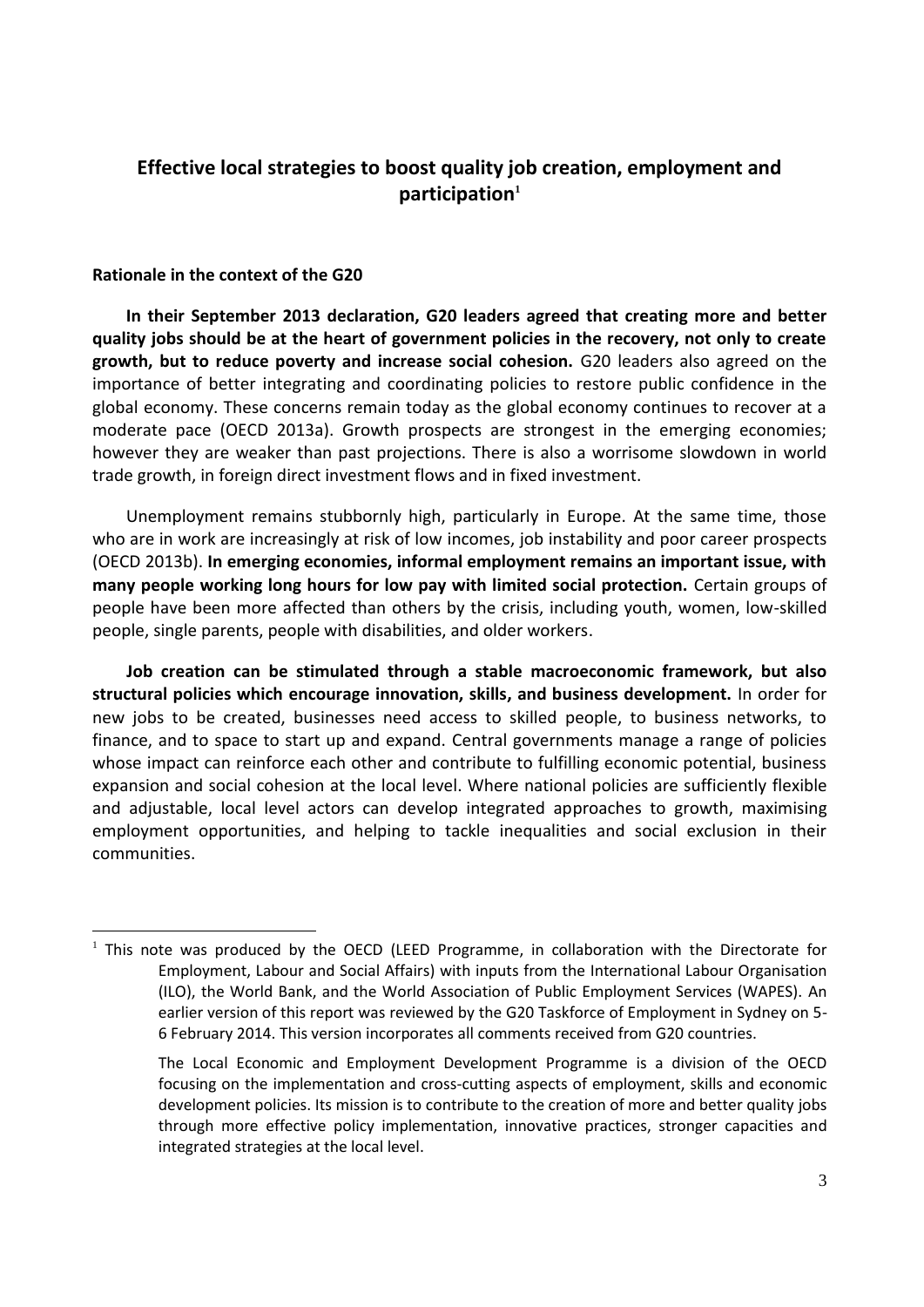# Effective local strategies to boost quality job creation, employment and participation[1]

## Rationale in the context of the G20

**In their September 2013 declaration, G20 leaders agreed that creating more and better quality jobs should be at the heart of government policies in the recovery, not only to create growth, but to reduce poverty and increase social cohesion.** G20 leaders also agreed on the importance of better integrating and coordinating policies to restore public confidence in the global economy. These concerns remain today as the global economy continues to recover at a moderate pace (OECD 2013a). Growth prospects are strongest in the emerging economies; however they are weaker than past projections. There is also a worrisome slowdown in world trade growth, in foreign direct investment flows and in fixed investment.

Unemployment remains stubbornly high, particularly in Europe. At the same time, those who are in work are increasingly at risk of low incomes, job instability and poor career prospects (OECD 2013b). **In emerging economies, informal employment remains an important issue, with many people working long hours for low pay with limited social protection.** Certain groups of people have been more affected than others by the crisis, including youth, women, low-skilled people, single parents, people with disabilities, and older workers.

**Job creation can be stimulated through a stable macroeconomic framework, but also structural policies which encourage innovation, skills, and business development.** In order for new jobs to be created, businesses need access to skilled people, to business networks, to finance, and to space to start up and expand. Central governments manage a range of policies whose impact can reinforce each other and contribute to fulfilling economic potential, business expansion and social cohesion at the local level. Where national policies are sufficiently flexible and adjustable, local level actors can develop integrated approaches to growth, maximising employment opportunities, and helping to tackle inequalities and social exclusion in their communities.

---

[1] This note was produced by the OECD (LEED Programme, in collaboration with the Directorate for Employment, Labour and Social Affairs) with inputs from the International Labour Organisation (ILO), the World Bank, and the World Association of Public Employment Services (WAPES). An earlier version of this report was reviewed by the G20 Taskforce of Employment in Sydney on 5-6 February 2014. This version incorporates all comments received from G20 countries.

The Local Economic and Employment Development Programme is a division of the OECD focusing on the implementation and cross-cutting aspects of employment, skills and economic development policies. Its mission is to contribute to the creation of more and better quality jobs through more effective policy implementation, innovative practices, stronger capacities and integrated strategies at the local level.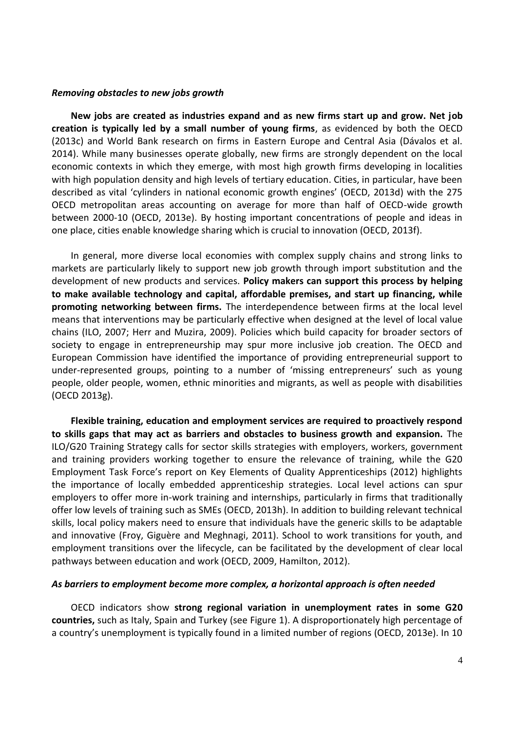### *Removing obstacles to new jobs growth*

**New jobs are created as industries expand and as new firms start up and grow. Net job creation is typically led by a small number of young firms**, as evidenced by both the OECD (2013c) and World Bank research on firms in Eastern Europe and Central Asia (Dávalos et al. 2014). While many businesses operate globally, new firms are strongly dependent on the local economic contexts in which they emerge, with most high growth firms developing in localities with high population density and high levels of tertiary education. Cities, in particular, have been described as vital 'cylinders in national economic growth engines' (OECD, 2013d) with the 275 OECD metropolitan areas accounting on average for more than half of OECD-wide growth between 2000-10 (OECD, 2013e). By hosting important concentrations of people and ideas in one place, cities enable knowledge sharing which is crucial to innovation (OECD, 2013f).

In general, more diverse local economies with complex supply chains and strong links to markets are particularly likely to support new job growth through import substitution and the development of new products and services. **Policy makers can support this process by helping to make available technology and capital, affordable premises, and start up financing, while promoting networking between firms.** The interdependence between firms at the local level means that interventions may be particularly effective when designed at the level of local value chains (ILO, 2007; Herr and Muzira, 2009). Policies which build capacity for broader sectors of society to engage in entrepreneurship may spur more inclusive job creation. The OECD and European Commission have identified the importance of providing entrepreneurial support to under-represented groups, pointing to a number of 'missing entrepreneurs' such as young people, older people, women, ethnic minorities and migrants, as well as people with disabilities (OECD 2013g).

**Flexible training, education and employment services are required to proactively respond to skills gaps that may act as barriers and obstacles to business growth and expansion.** The ILO/G20 Training Strategy calls for sector skills strategies with employers, workers, government and training providers working together to ensure the relevance of training, while the G20 Employment Task Force's report on Key Elements of Quality Apprenticeships (2012) highlights the importance of locally embedded apprenticeship strategies. Local level actions can spur employers to offer more in-work training and internships, particularly in firms that traditionally offer low levels of training such as SMEs (OECD, 2013h). In addition to building relevant technical skills, local policy makers need to ensure that individuals have the generic skills to be adaptable and innovative (Froy, Giguère and Meghnagi, 2011). School to work transitions for youth, and employment transitions over the lifecycle, can be facilitated by the development of clear local pathways between education and work (OECD, 2009, Hamilton, 2012).

### *As barriers to employment become more complex, a horizontal approach is often needed*

OECD indicators show **strong regional variation in unemployment rates in some G20 countries,** such as Italy, Spain and Turkey (see Figure 1). A disproportionately high percentage of a country's unemployment is typically found in a limited number of regions (OECD, 2013e). In 10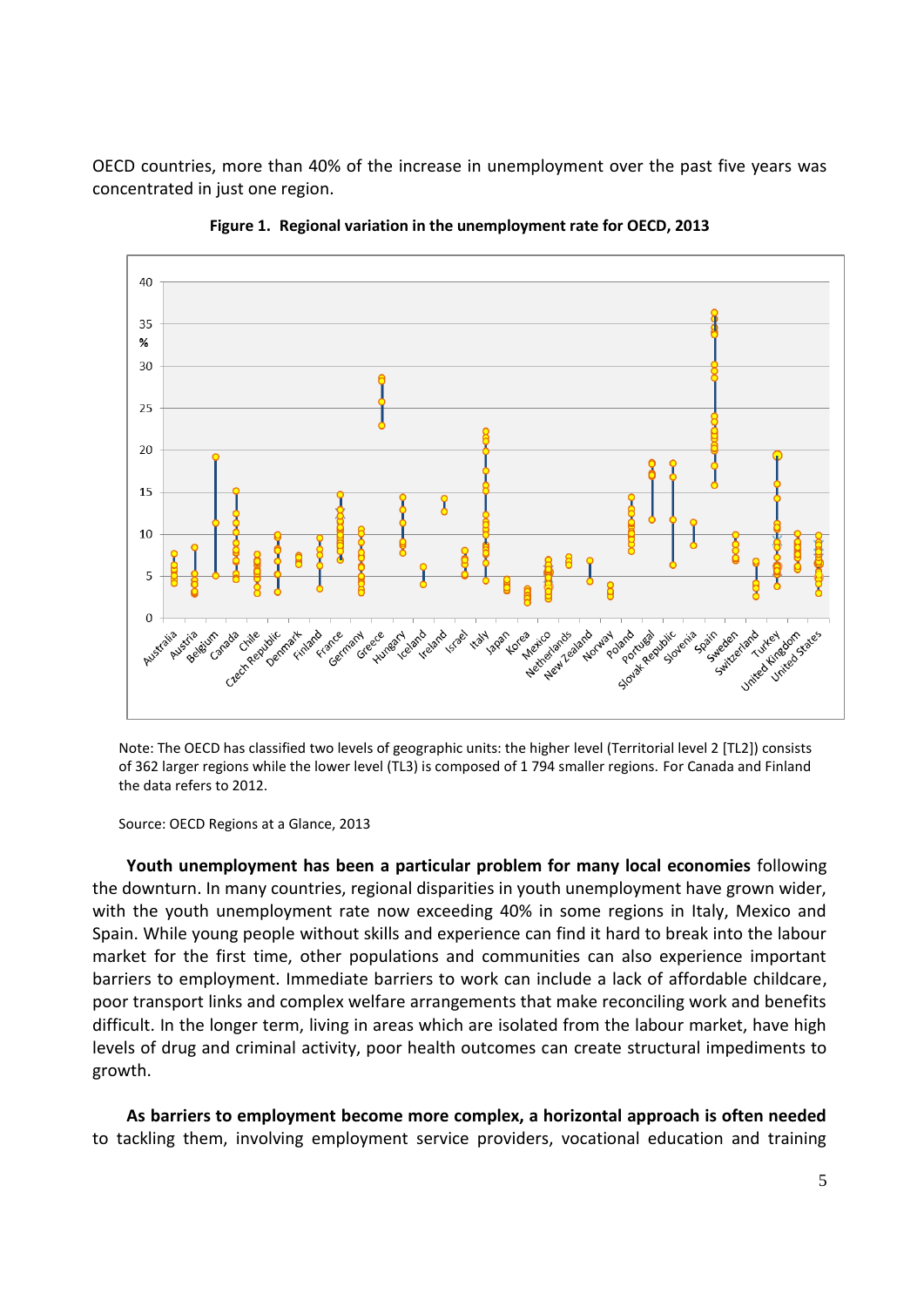OECD countries, more than 40% of the increase in unemployment over the past five years was concentrated in just one region.

**Figure 1. Regional variation in the unemployment rate for OECD, 2013**

Note: The OECD has classified two levels of geographic units: the higher level (Territorial level 2 [TL2]) consists of 362 larger regions while the lower level (TL3) is composed of 1 794 smaller regions. For Canada and Finland the data refers to 2012.

Source: OECD Regions at a Glance, 2013

**Youth unemployment has been a particular problem for many local economies** following the downturn. In many countries, regional disparities in youth unemployment have grown wider, with the youth unemployment rate now exceeding 40% in some regions in Italy, Mexico and Spain. While young people without skills and experience can find it hard to break into the labour market for the first time, other populations and communities can also experience important barriers to employment. Immediate barriers to work can include a lack of affordable childcare, poor transport links and complex welfare arrangements that make reconciling work and benefits difficult. In the longer term, living in areas which are isolated from the labour market, have high levels of drug and criminal activity, poor health outcomes can create structural impediments to growth.

**As barriers to employment become more complex, a horizontal approach is often needed** to tackling them, involving employment service providers, vocational education and training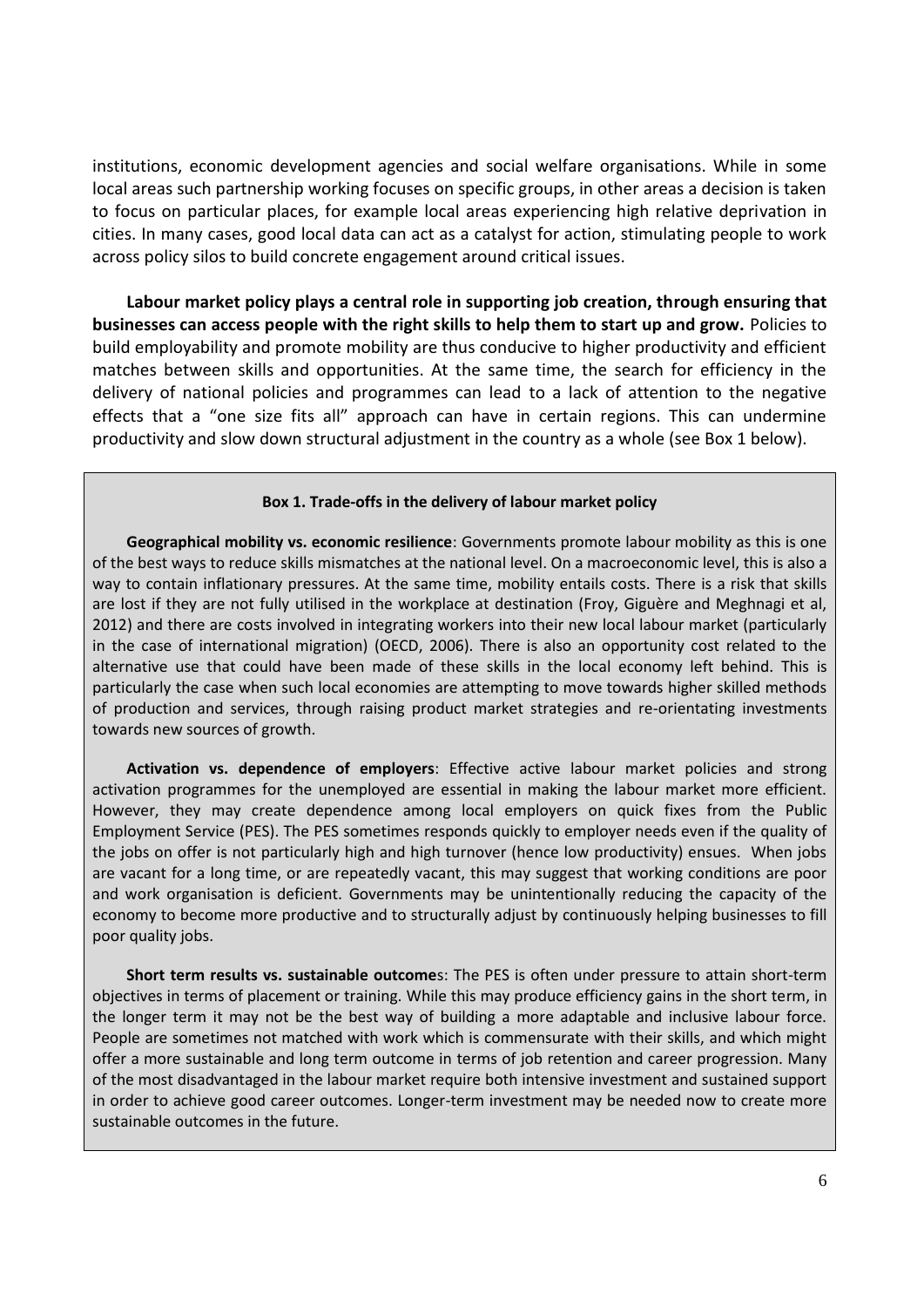institutions, economic development agencies and social welfare organisations. While in some local areas such partnership working focuses on specific groups, in other areas a decision is taken to focus on particular places, for example local areas experiencing high relative deprivation in cities. In many cases, good local data can act as a catalyst for action, stimulating people to work across policy silos to build concrete engagement around critical issues.

**Labour market policy plays a central role in supporting job creation, through ensuring that businesses can access people with the right skills to help them to start up and grow.** Policies to build employability and promote mobility are thus conducive to higher productivity and efficient matches between skills and opportunities. At the same time, the search for efficiency in the delivery of national policies and programmes can lead to a lack of attention to the negative effects that a "one size fits all" approach can have in certain regions. This can undermine productivity and slow down structural adjustment in the country as a whole (see Box 1 below).

**Box 1. Trade-offs in the delivery of labour market policy**

**Geographical mobility vs. economic resilience**: Governments promote labour mobility as this is one of the best ways to reduce skills mismatches at the national level. On a macroeconomic level, this is also a way to contain inflationary pressures. At the same time, mobility entails costs. There is a risk that skills are lost if they are not fully utilised in the workplace at destination (Froy, Giguère and Meghnagi et al, 2012) and there are costs involved in integrating workers into their new local labour market (particularly in the case of international migration) (OECD, 2006). There is also an opportunity cost related to the alternative use that could have been made of these skills in the local economy left behind. This is particularly the case when such local economies are attempting to move towards higher skilled methods of production and services, through raising product market strategies and re-orientating investments towards new sources of growth.

**Activation vs. dependence of employers**: Effective active labour market policies and strong activation programmes for the unemployed are essential in making the labour market more efficient. However, they may create dependence among local employers on quick fixes from the Public Employment Service (PES). The PES sometimes responds quickly to employer needs even if the quality of the jobs on offer is not particularly high and high turnover (hence low productivity) ensues. When jobs are vacant for a long time, or are repeatedly vacant, this may suggest that working conditions are poor and work organisation is deficient. Governments may be unintentionally reducing the capacity of the economy to become more productive and to structurally adjust by continuously helping businesses to fill poor quality jobs.

**Short term results vs. sustainable outcomes**: The PES is often under pressure to attain short-term objectives in terms of placement or training. While this may produce efficiency gains in the short term, in the longer term it may not be the best way of building a more adaptable and inclusive labour force. People are sometimes not matched with work which is commensurate with their skills, and which might offer a more sustainable and long term outcome in terms of job retention and career progression. Many of the most disadvantaged in the labour market require both intensive investment and sustained support in order to achieve good career outcomes. Longer-term investment may be needed now to create more sustainable outcomes in the future.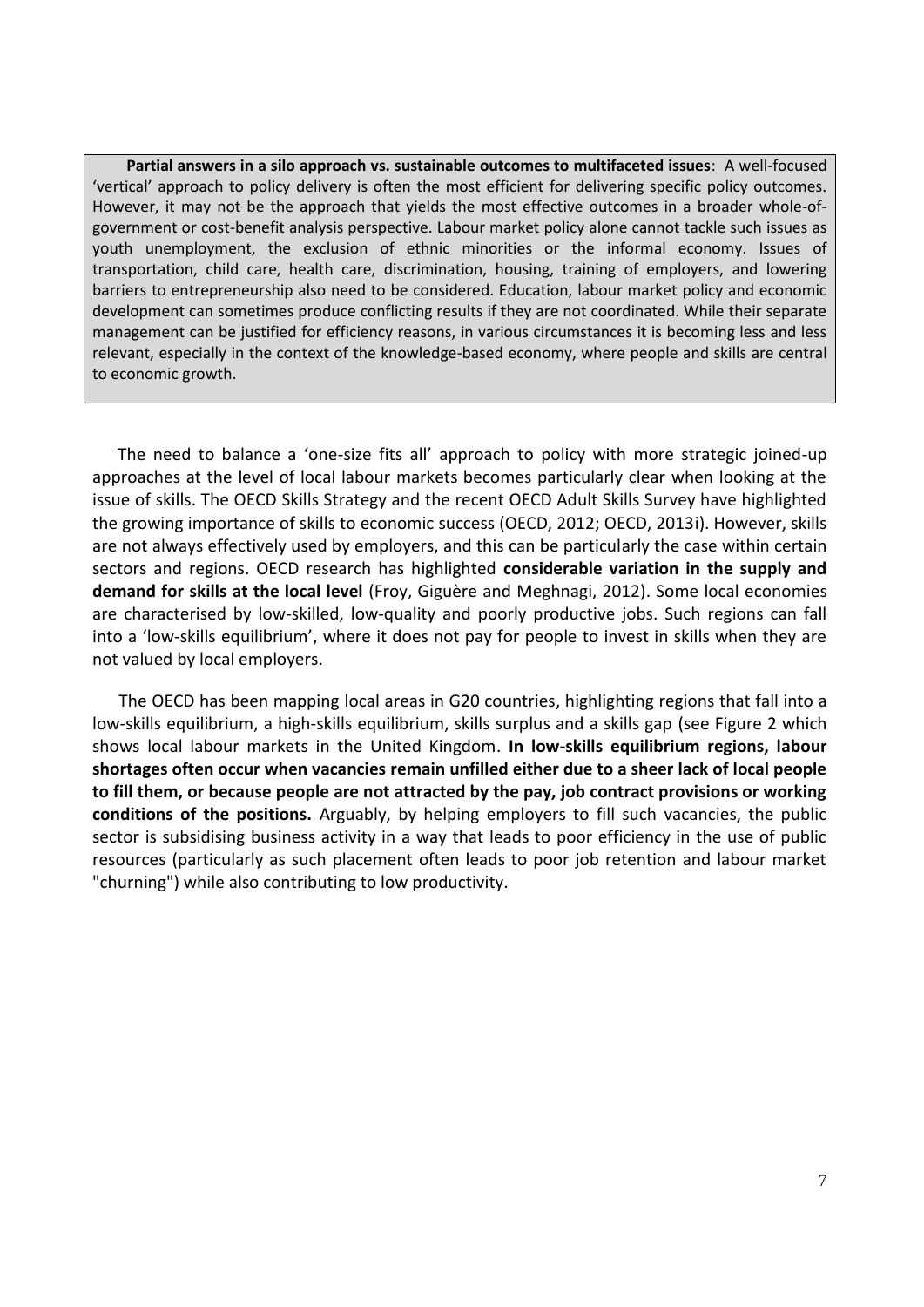**Partial answers in a silo approach vs. sustainable outcomes to multifaceted issues**: A well-focused 'vertical' approach to policy delivery is often the most efficient for delivering specific policy outcomes. However, it may not be the approach that yields the most effective outcomes in a broader whole-of-government or cost-benefit analysis perspective. Labour market policy alone cannot tackle such issues as youth unemployment, the exclusion of ethnic minorities or the informal economy. Issues of transportation, child care, health care, discrimination, housing, training of employers, and lowering barriers to entrepreneurship also need to be considered. Education, labour market policy and economic development can sometimes produce conflicting results if they are not coordinated. While their separate management can be justified for efficiency reasons, in various circumstances it is becoming less and less relevant, especially in the context of the knowledge-based economy, where people and skills are central to economic growth.

The need to balance a 'one-size fits all' approach to policy with more strategic joined-up approaches at the level of local labour markets becomes particularly clear when looking at the issue of skills. The OECD Skills Strategy and the recent OECD Adult Skills Survey have highlighted the growing importance of skills to economic success (OECD, 2012; OECD, 2013i). However, skills are not always effectively used by employers, and this can be particularly the case within certain sectors and regions. OECD research has highlighted **considerable variation in the supply and demand for skills at the local level** (Froy, Giguère and Meghnagi, 2012). Some local economies are characterised by low-skilled, low-quality and poorly productive jobs. Such regions can fall into a 'low-skills equilibrium', where it does not pay for people to invest in skills when they are not valued by local employers.

The OECD has been mapping local areas in G20 countries, highlighting regions that fall into a low-skills equilibrium, a high-skills equilibrium, skills surplus and a skills gap (see Figure 2 which shows local labour markets in the United Kingdom. **In low-skills equilibrium regions, labour shortages often occur when vacancies remain unfilled either due to a sheer lack of local people to fill them, or because people are not attracted by the pay, job contract provisions or working conditions of the positions.** Arguably, by helping employers to fill such vacancies, the public sector is subsidising business activity in a way that leads to poor efficiency in the use of public resources (particularly as such placement often leads to poor job retention and labour market "churning") while also contributing to low productivity.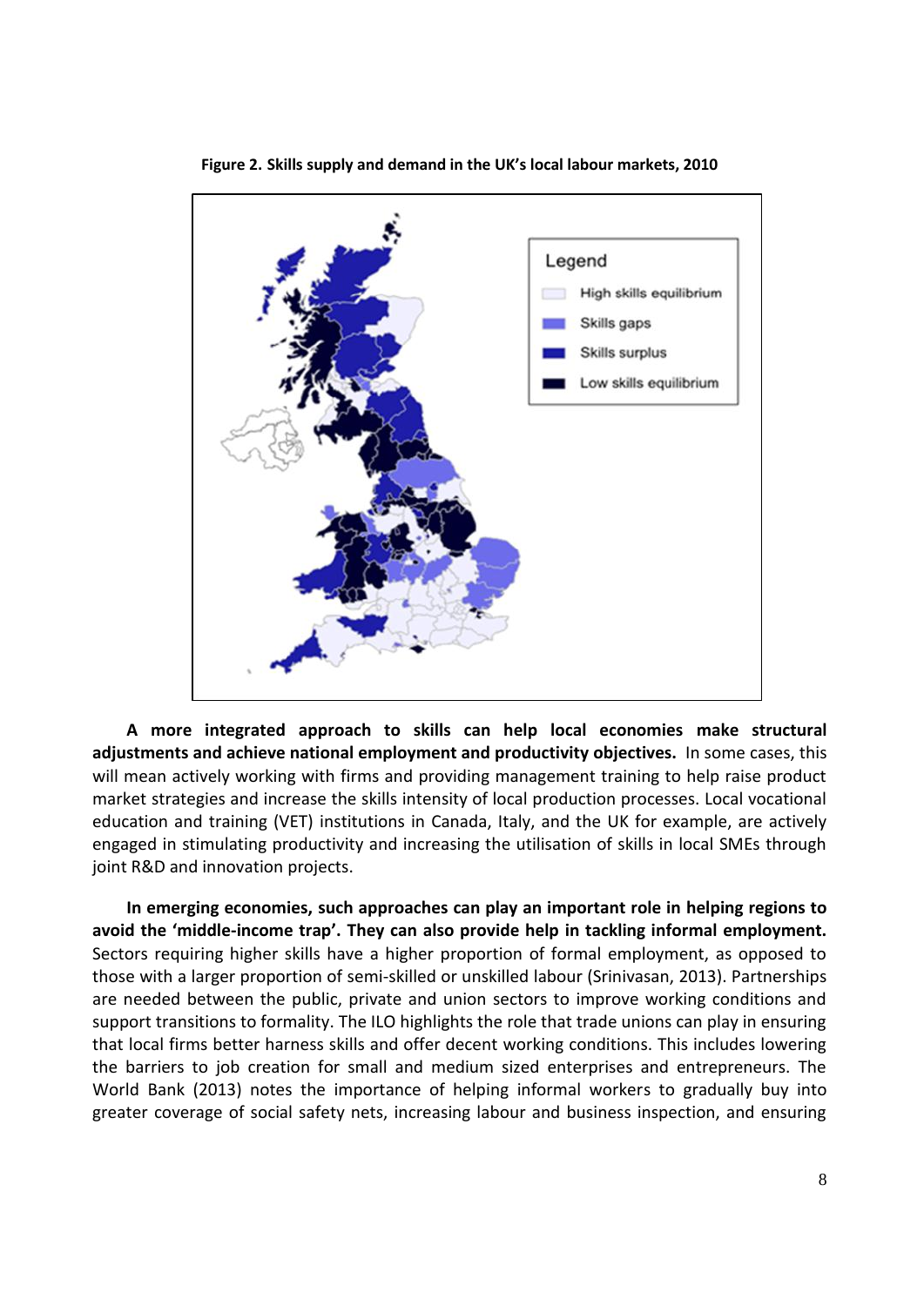**Figure 2. Skills supply and demand in the UK's local labour markets, 2010**

Legend

- High skills equilibrium
- Skills gaps
- Skills surplus
- Low skills equilibrium

**A more integrated approach to skills can help local economies make structural adjustments and achieve national employment and productivity objectives.** In some cases, this will mean actively working with firms and providing management training to help raise product market strategies and increase the skills intensity of local production processes. Local vocational education and training (VET) institutions in Canada, Italy, and the UK for example, are actively engaged in stimulating productivity and increasing the utilisation of skills in local SMEs through joint R&D and innovation projects.

**In emerging economies, such approaches can play an important role in helping regions to avoid the 'middle-income trap'. They can also provide help in tackling informal employment.** Sectors requiring higher skills have a higher proportion of formal employment, as opposed to those with a larger proportion of semi-skilled or unskilled labour (Srinivasan, 2013). Partnerships are needed between the public, private and union sectors to improve working conditions and support transitions to formality. The ILO highlights the role that trade unions can play in ensuring that local firms better harness skills and offer decent working conditions. This includes lowering the barriers to job creation for small and medium sized enterprises and entrepreneurs. The World Bank (2013) notes the importance of helping informal workers to gradually buy into greater coverage of social safety nets, increasing labour and business inspection, and ensuring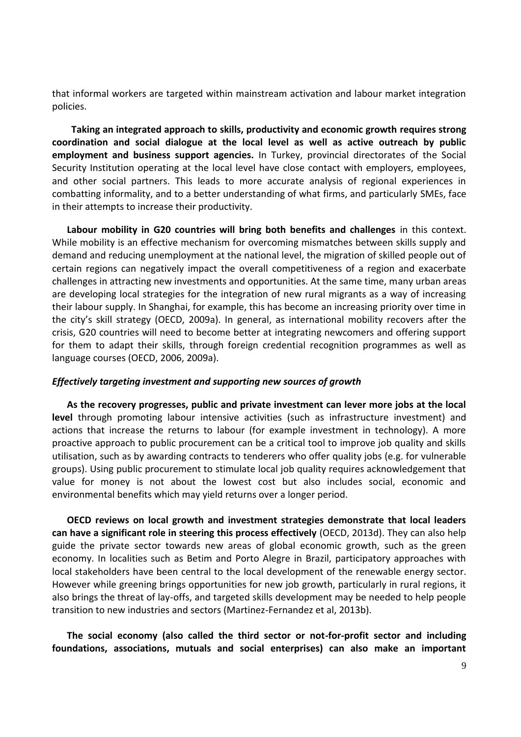that informal workers are targeted within mainstream activation and labour market integration policies.

**Taking an integrated approach to skills, productivity and economic growth requires strong coordination and social dialogue at the local level as well as active outreach by public employment and business support agencies.** In Turkey, provincial directorates of the Social Security Institution operating at the local level have close contact with employers, employees, and other social partners. This leads to more accurate analysis of regional experiences in combatting informality, and to a better understanding of what firms, and particularly SMEs, face in their attempts to increase their productivity.

**Labour mobility in G20 countries will bring both benefits and challenges** in this context. While mobility is an effective mechanism for overcoming mismatches between skills supply and demand and reducing unemployment at the national level, the migration of skilled people out of certain regions can negatively impact the overall competitiveness of a region and exacerbate challenges in attracting new investments and opportunities. At the same time, many urban areas are developing local strategies for the integration of new rural migrants as a way of increasing their labour supply. In Shanghai, for example, this has become an increasing priority over time in the city's skill strategy (OECD, 2009a). In general, as international mobility recovers after the crisis, G20 countries will need to become better at integrating newcomers and offering support for them to adapt their skills, through foreign credential recognition programmes as well as language courses (OECD, 2006, 2009a).

***Effectively targeting investment and supporting new sources of growth***

**As the recovery progresses, public and private investment can lever more jobs at the local level** through promoting labour intensive activities (such as infrastructure investment) and actions that increase the returns to labour (for example investment in technology). A more proactive approach to public procurement can be a critical tool to improve job quality and skills utilisation, such as by awarding contracts to tenderers who offer quality jobs (e.g. for vulnerable groups). Using public procurement to stimulate local job quality requires acknowledgement that value for money is not about the lowest cost but also includes social, economic and environmental benefits which may yield returns over a longer period.

**OECD reviews on local growth and investment strategies demonstrate that local leaders can have a significant role in steering this process effectively** (OECD, 2013d). They can also help guide the private sector towards new areas of global economic growth, such as the green economy. In localities such as Betim and Porto Alegre in Brazil, participatory approaches with local stakeholders have been central to the local development of the renewable energy sector. However while greening brings opportunities for new job growth, particularly in rural regions, it also brings the threat of lay-offs, and targeted skills development may be needed to help people transition to new industries and sectors (Martinez-Fernandez et al, 2013b).

**The social economy (also called the third sector or not-for-profit sector and including foundations, associations, mutuals and social enterprises) can also make an important**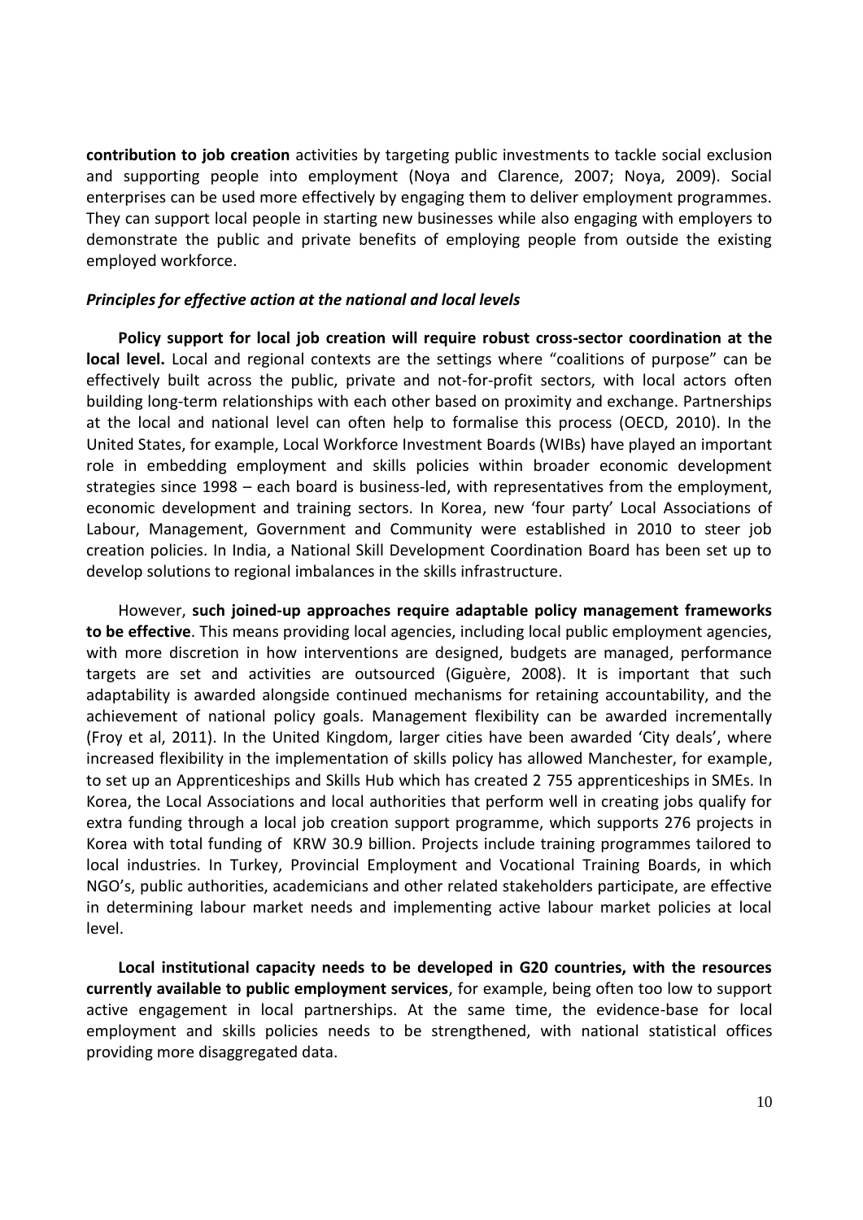**contribution to job creation** activities by targeting public investments to tackle social exclusion and supporting people into employment (Noya and Clarence, 2007; Noya, 2009). Social enterprises can be used more effectively by engaging them to deliver employment programmes. They can support local people in starting new businesses while also engaging with employers to demonstrate the public and private benefits of employing people from outside the existing employed workforce.

***Principles for effective action at the national and local levels***

**Policy support for local job creation will require robust cross-sector coordination at the local level.** Local and regional contexts are the settings where "coalitions of purpose" can be effectively built across the public, private and not-for-profit sectors, with local actors often building long-term relationships with each other based on proximity and exchange. Partnerships at the local and national level can often help to formalise this process (OECD, 2010). In the United States, for example, Local Workforce Investment Boards (WIBs) have played an important role in embedding employment and skills policies within broader economic development strategies since 1998 – each board is business-led, with representatives from the employment, economic development and training sectors. In Korea, new 'four party' Local Associations of Labour, Management, Government and Community were established in 2010 to steer job creation policies. In India, a National Skill Development Coordination Board has been set up to develop solutions to regional imbalances in the skills infrastructure.

However, **such joined-up approaches require adaptable policy management frameworks to be effective**. This means providing local agencies, including local public employment agencies, with more discretion in how interventions are designed, budgets are managed, performance targets are set and activities are outsourced (Giguère, 2008). It is important that such adaptability is awarded alongside continued mechanisms for retaining accountability, and the achievement of national policy goals. Management flexibility can be awarded incrementally (Froy et al, 2011). In the United Kingdom, larger cities have been awarded 'City deals', where increased flexibility in the implementation of skills policy has allowed Manchester, for example, to set up an Apprenticeships and Skills Hub which has created 2 755 apprenticeships in SMEs. In Korea, the Local Associations and local authorities that perform well in creating jobs qualify for extra funding through a local job creation support programme, which supports 276 projects in Korea with total funding of KRW 30.9 billion. Projects include training programmes tailored to local industries. In Turkey, Provincial Employment and Vocational Training Boards, in which NGO's, public authorities, academicians and other related stakeholders participate, are effective in determining labour market needs and implementing active labour market policies at local level.

**Local institutional capacity needs to be developed in G20 countries, with the resources currently available to public employment services**, for example, being often too low to support active engagement in local partnerships. At the same time, the evidence-base for local employment and skills policies needs to be strengthened, with national statistical offices providing more disaggregated data.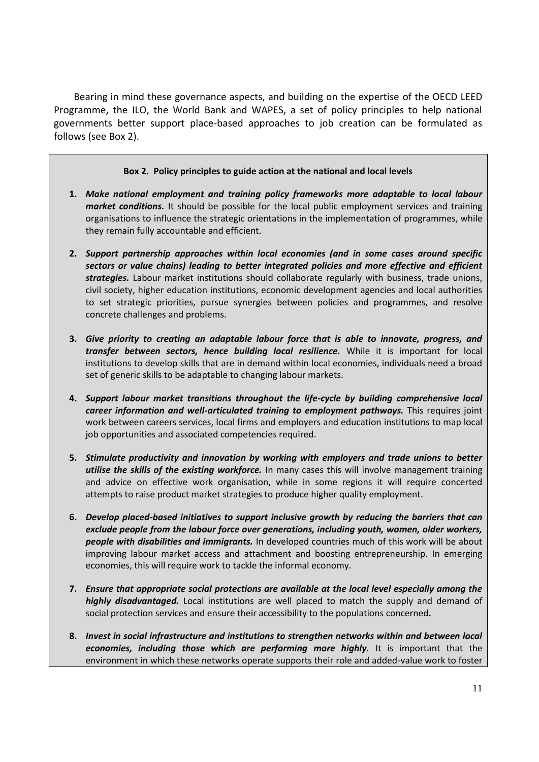Bearing in mind these governance aspects, and building on the expertise of the OECD LEED Programme, the ILO, the World Bank and WAPES, a set of policy principles to help national governments better support place-based approaches to job creation can be formulated as follows (see Box 2).

**Box 2. Policy principles to guide action at the national and local levels**

1. ***Make national employment and training policy frameworks more adaptable to local labour market conditions.*** It should be possible for the local public employment services and training organisations to influence the strategic orientations in the implementation of programmes, while they remain fully accountable and efficient.

2. ***Support partnership approaches within local economies (and in some cases around specific sectors or value chains) leading to better integrated policies and more effective and efficient strategies.*** Labour market institutions should collaborate regularly with business, trade unions, civil society, higher education institutions, economic development agencies and local authorities to set strategic priorities, pursue synergies between policies and programmes, and resolve concrete challenges and problems.

3. ***Give priority to creating an adaptable labour force that is able to innovate, progress, and transfer between sectors, hence building local resilience.*** While it is important for local institutions to develop skills that are in demand within local economies, individuals need a broad set of generic skills to be adaptable to changing labour markets.

4. ***Support labour market transitions throughout the life-cycle by building comprehensive local career information and well-articulated training to employment pathways.*** This requires joint work between careers services, local firms and employers and education institutions to map local job opportunities and associated competencies required.

5. ***Stimulate productivity and innovation by working with employers and trade unions to better utilise the skills of the existing workforce.*** In many cases this will involve management training and advice on effective work organisation, while in some regions it will require concerted attempts to raise product market strategies to produce higher quality employment.

6. ***Develop placed-based initiatives to support inclusive growth by reducing the barriers that can exclude people from the labour force over generations, including youth, women, older workers, people with disabilities and immigrants.*** In developed countries much of this work will be about improving labour market access and attachment and boosting entrepreneurship. In emerging economies, this will require work to tackle the informal economy.

7. ***Ensure that appropriate social protections are available at the local level especially among the highly disadvantaged.*** Local institutions are well placed to match the supply and demand of social protection services and ensure their accessibility to the populations concerned**.**

8. ***Invest in social infrastructure and institutions to strengthen networks within and between local economies, including those which are performing more highly.*** It is important that the environment in which these networks operate supports their role and added-value work to foster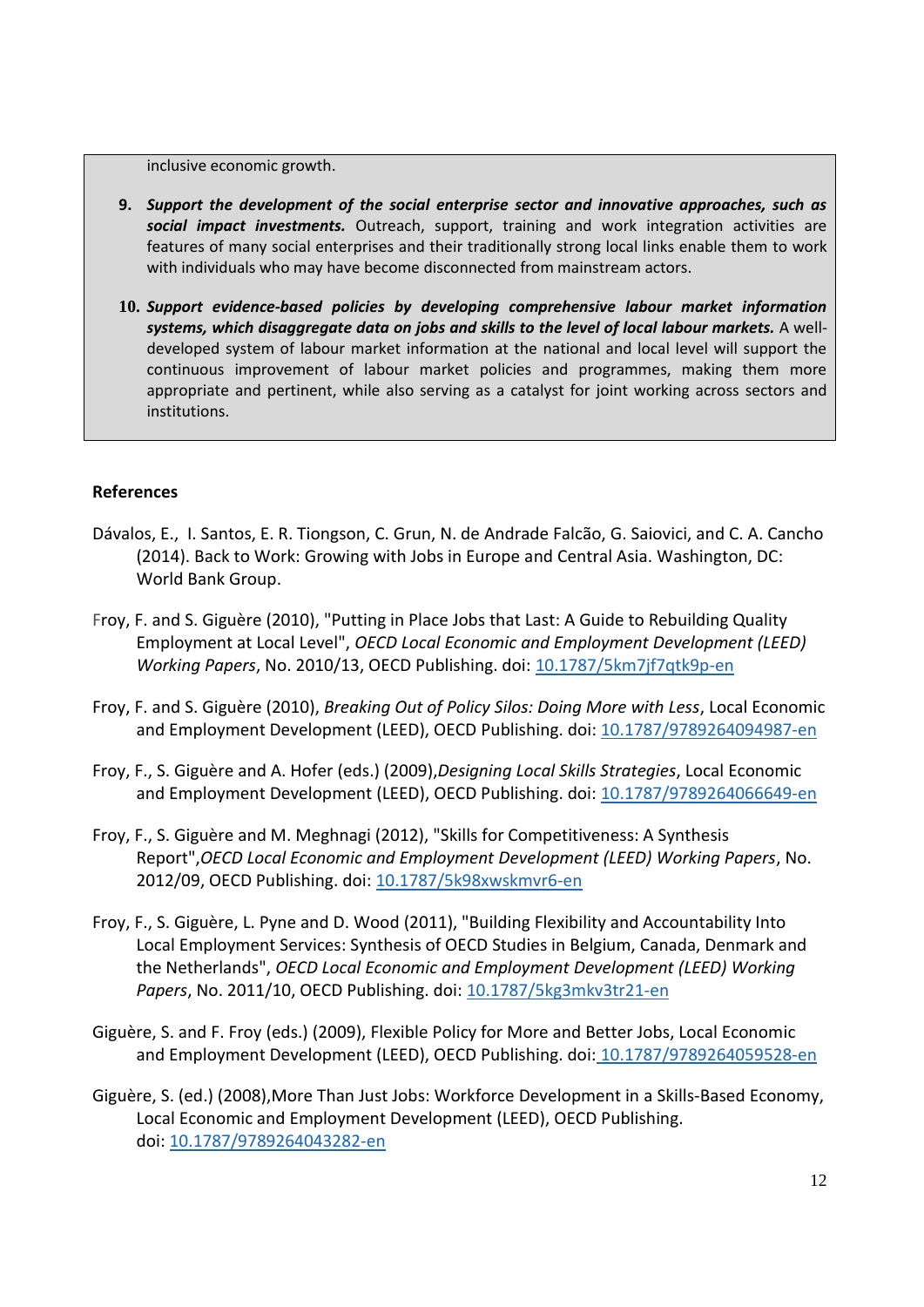inclusive economic growth.

9. ***Support the development of the social enterprise sector and innovative approaches, such as social impact investments.*** Outreach, support, training and work integration activities are features of many social enterprises and their traditionally strong local links enable them to work with individuals who may have become disconnected from mainstream actors.

10. ***Support evidence-based policies by developing comprehensive labour market information systems, which disaggregate data on jobs and skills to the level of local labour markets.*** A well-developed system of labour market information at the national and local level will support the continuous improvement of labour market policies and programmes, making them more appropriate and pertinent, while also serving as a catalyst for joint working across sectors and institutions.

**References**

Dávalos, E., I. Santos, E. R. Tiongson, C. Grun, N. de Andrade Falcão, G. Saiovici, and C. A. Cancho (2014). Back to Work: Growing with Jobs in Europe and Central Asia. Washington, DC: World Bank Group.

Froy, F. and S. Giguère (2010), "Putting in Place Jobs that Last: A Guide to Rebuilding Quality Employment at Local Level", *OECD Local Economic and Employment Development (LEED) Working Papers*, No. 2010/13, OECD Publishing. doi: 10.1787/5km7jf7qtk9p-en

Froy, F. and S. Giguère (2010), *Breaking Out of Policy Silos: Doing More with Less*, Local Economic and Employment Development (LEED), OECD Publishing. doi: 10.1787/9789264094987-en

Froy, F., S. Giguère and A. Hofer (eds.) (2009),*Designing Local Skills Strategies*, Local Economic and Employment Development (LEED), OECD Publishing. doi: 10.1787/9789264066649-en

Froy, F., S. Giguère and M. Meghnagi (2012), "Skills for Competitiveness: A Synthesis Report",*OECD Local Economic and Employment Development (LEED) Working Papers*, No. 2012/09, OECD Publishing. doi: 10.1787/5k98xwskmvr6-en

Froy, F., S. Giguère, L. Pyne and D. Wood (2011), "Building Flexibility and Accountability Into Local Employment Services: Synthesis of OECD Studies in Belgium, Canada, Denmark and the Netherlands", *OECD Local Economic and Employment Development (LEED) Working Papers*, No. 2011/10, OECD Publishing. doi: 10.1787/5kg3mkv3tr21-en

Giguère, S. and F. Froy (eds.) (2009), Flexible Policy for More and Better Jobs, Local Economic and Employment Development (LEED), OECD Publishing. doi: 10.1787/9789264059528-en

Giguère, S. (ed.) (2008),More Than Just Jobs: Workforce Development in a Skills-Based Economy, Local Economic and Employment Development (LEED), OECD Publishing. doi: 10.1787/9789264043282-en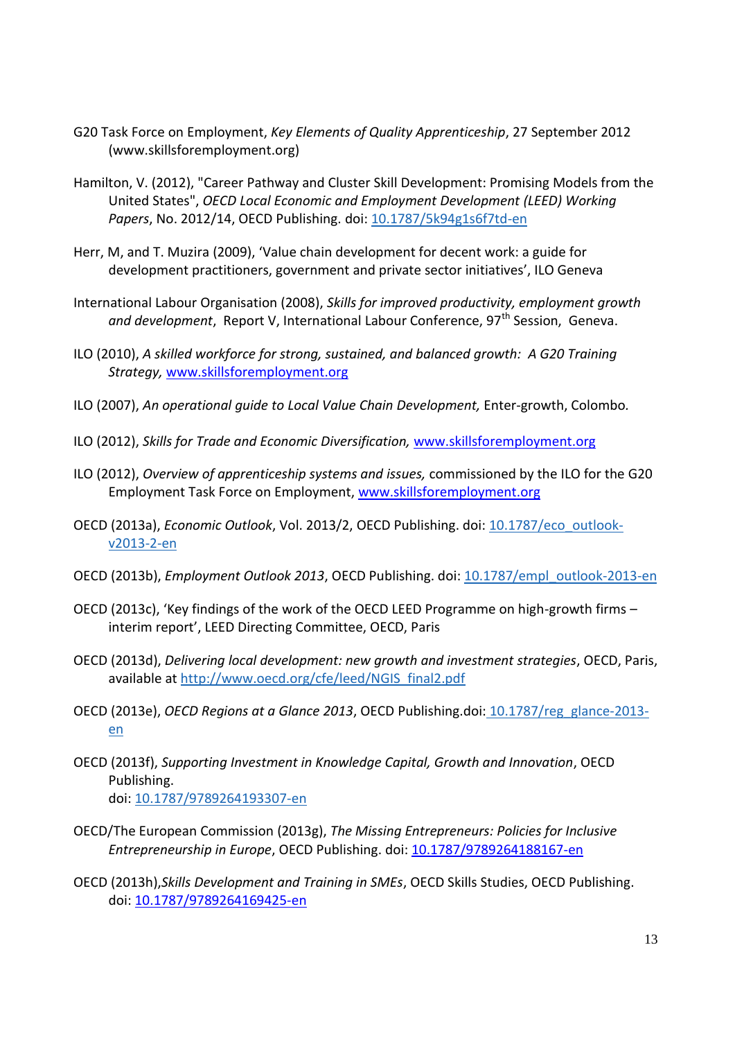G20 Task Force on Employment, *Key Elements of Quality Apprenticeship*, 27 September 2012 (www.skillsforemployment.org)

Hamilton, V. (2012), "Career Pathway and Cluster Skill Development: Promising Models from the United States", *OECD Local Economic and Employment Development (LEED) Working Papers*, No. 2012/14, OECD Publishing. doi: [10.1787/5k94g1s6f7td-en](10.1787/5k94g1s6f7td-en)

Herr, M, and T. Muzira (2009), 'Value chain development for decent work: a guide for development practitioners, government and private sector initiatives', ILO Geneva

International Labour Organisation (2008), *Skills for improved productivity, employment growth and development*, Report V, International Labour Conference, 97th Session, Geneva.

ILO (2010), *A skilled workforce for strong, sustained, and balanced growth: A G20 Training Strategy,* [www.skillsforemployment.org](www.skillsforemployment.org)

ILO (2007), *An operational guide to Local Value Chain Development,* Enter-growth, Colombo.

ILO (2012), *Skills for Trade and Economic Diversification,* [www.skillsforemployment.org](www.skillsforemployment.org)

ILO (2012), *Overview of apprenticeship systems and issues,* commissioned by the ILO for the G20 Employment Task Force on Employment, [www.skillsforemployment.org](www.skillsforemployment.org)

OECD (2013a), *Economic Outlook*, Vol. 2013/2, OECD Publishing. doi: [10.1787/eco_outlook-v2013-2-en](10.1787/eco_outlook-v2013-2-en)

OECD (2013b), *Employment Outlook 2013*, OECD Publishing. doi: [10.1787/empl_outlook-2013-en](10.1787/empl_outlook-2013-en)

OECD (2013c), 'Key findings of the work of the OECD LEED Programme on high-growth firms – interim report', LEED Directing Committee, OECD, Paris

OECD (2013d), *Delivering local development: new growth and investment strategies*, OECD, Paris, available at [http://www.oecd.org/cfe/leed/NGIS_final2.pdf](http://www.oecd.org/cfe/leed/NGIS_final2.pdf)

OECD (2013e), *OECD Regions at a Glance 2013*, OECD Publishing.doi: [10.1787/reg_glance-2013-en](10.1787/reg_glance-2013-en)

OECD (2013f), *Supporting Investment in Knowledge Capital, Growth and Innovation*, OECD Publishing.
doi: [10.1787/9789264193307-en](10.1787/9789264193307-en)

OECD/The European Commission (2013g), *The Missing Entrepreneurs: Policies for Inclusive Entrepreneurship in Europe*, OECD Publishing. doi: [10.1787/9789264188167-en](10.1787/9789264188167-en)

OECD (2013h),*Skills Development and Training in SMEs*, OECD Skills Studies, OECD Publishing.
doi: [10.1787/9789264169425-en](10.1787/9789264169425-en)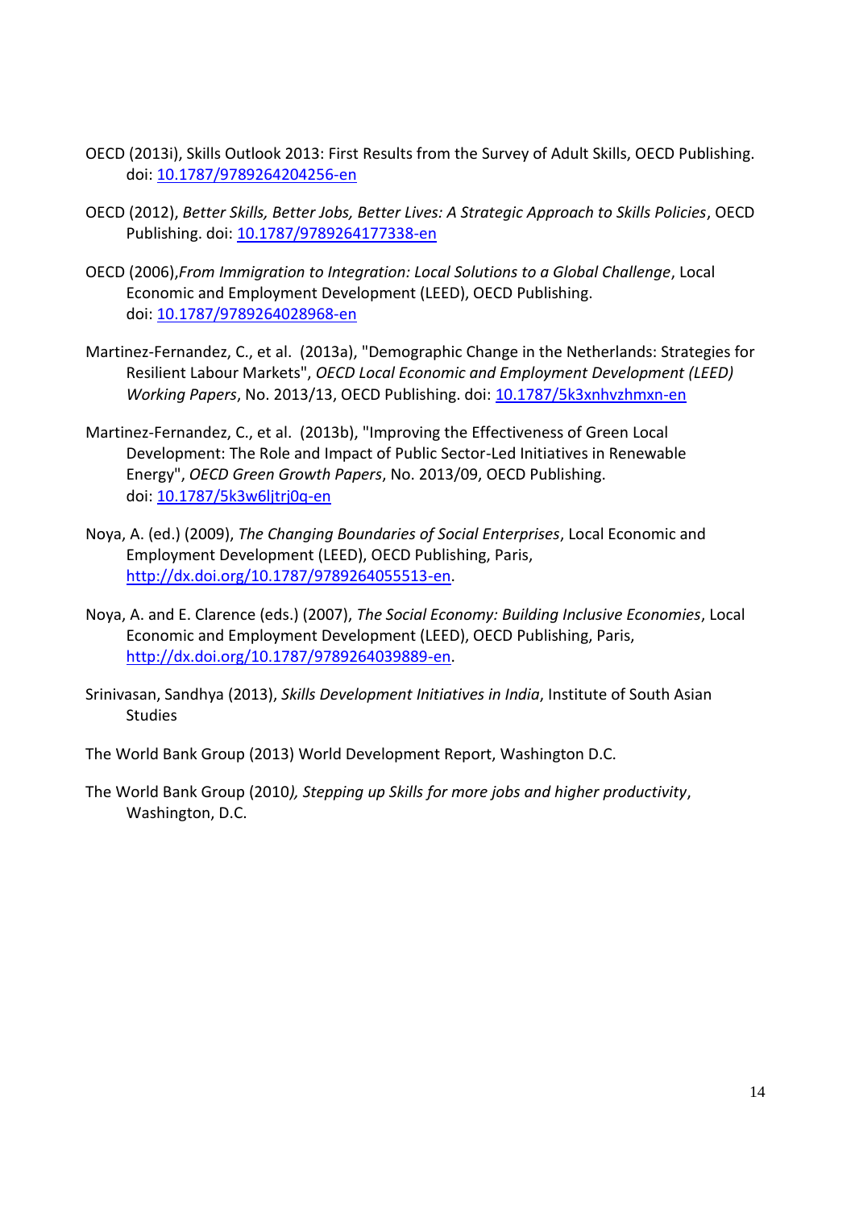OECD (2013i), Skills Outlook 2013: First Results from the Survey of Adult Skills, OECD Publishing. doi: 10.1787/9789264204256-en

OECD (2012), *Better Skills, Better Jobs, Better Lives: A Strategic Approach to Skills Policies*, OECD Publishing. doi: 10.1787/9789264177338-en

OECD (2006),*From Immigration to Integration: Local Solutions to a Global Challenge*, Local Economic and Employment Development (LEED), OECD Publishing. doi: 10.1787/9789264028968-en

Martinez-Fernandez, C., et al. (2013a), "Demographic Change in the Netherlands: Strategies for Resilient Labour Markets", *OECD Local Economic and Employment Development (LEED) Working Papers*, No. 2013/13, OECD Publishing. doi: 10.1787/5k3xnhvzhmxn-en

Martinez-Fernandez, C., et al. (2013b), "Improving the Effectiveness of Green Local Development: The Role and Impact of Public Sector-Led Initiatives in Renewable Energy", *OECD Green Growth Papers*, No. 2013/09, OECD Publishing. doi: 10.1787/5k3w6ljtrj0q-en

Noya, A. (ed.) (2009), *The Changing Boundaries of Social Enterprises*, Local Economic and Employment Development (LEED), OECD Publishing, Paris, http://dx.doi.org/10.1787/9789264055513-en.

Noya, A. and E. Clarence (eds.) (2007), *The Social Economy: Building Inclusive Economies*, Local Economic and Employment Development (LEED), OECD Publishing, Paris, http://dx.doi.org/10.1787/9789264039889-en.

Srinivasan, Sandhya (2013), *Skills Development Initiatives in India*, Institute of South Asian Studies

The World Bank Group (2013) World Development Report, Washington D.C.

The World Bank Group (2010*), Stepping up Skills for more jobs and higher productivity*, Washington, D.C.